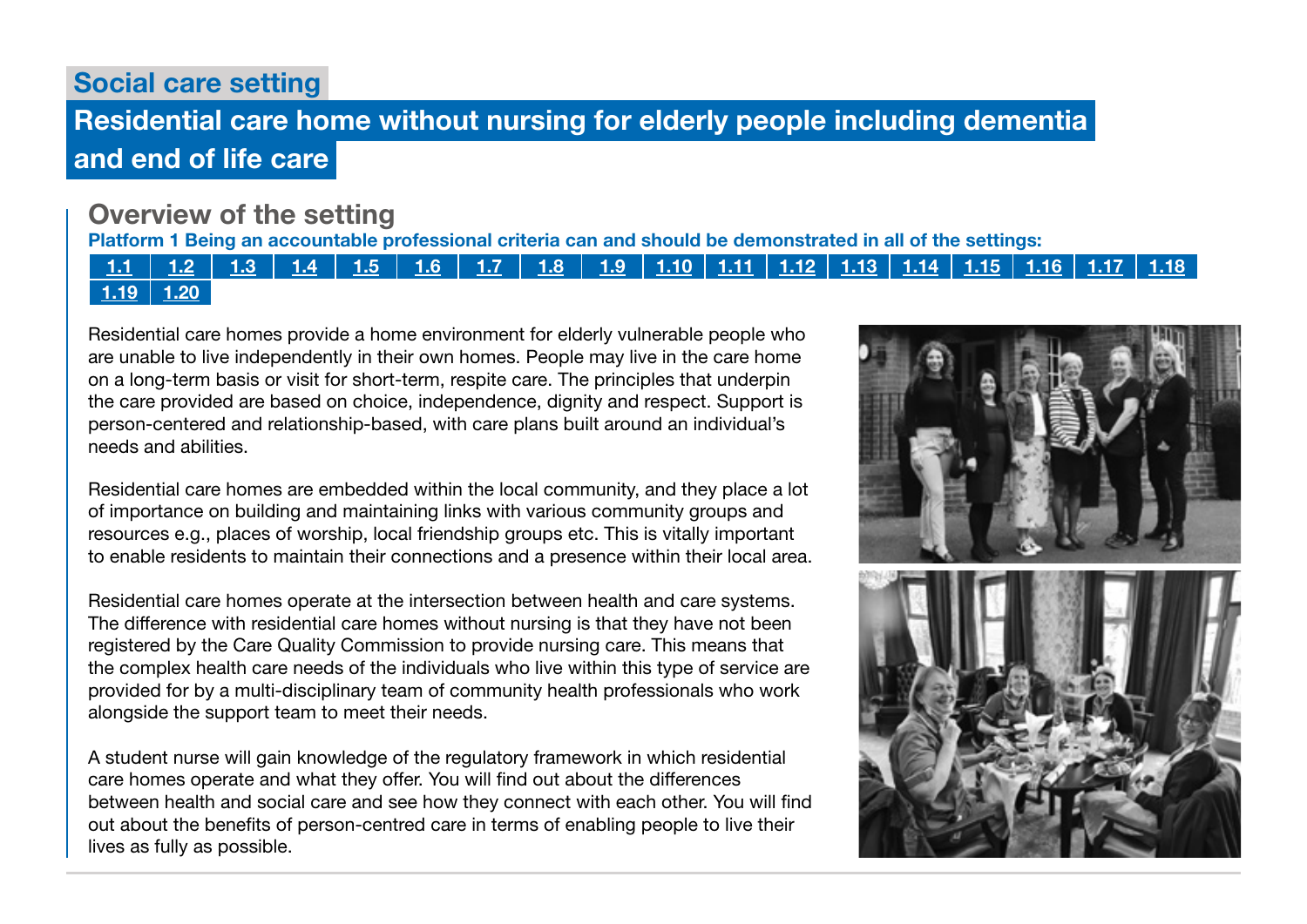## Social care setting

# Residential care home without nursing for elderly people including dementia and end of life care

## Overview of the setting

**Platform 1 Being an accountable professional criteria can and should be demonstrated in all of the settings:**

1.1 | 1.2 | 1.3 | 1.4 | 1.5 | 1.6 | 1.7 | 1.8 | 1.9 | 1.10 | 1.11 | 1.12 | 1.13 | 1.14 | 1.15 | 1.16 | 1.17 | 1.18 | 1.19 | 1.20

Residential care homes provide a home environment for elderly vulnerable people who are unable to live independently in their own homes. People may live in the care home on a long-term basis or visit for short-term, respite care. The principles that underpin the care provided are based on choice, independence, dignity and respect. Support is person-centered and relationship-based, with care plans built around an individual's needs and abilities.

Residential care homes are embedded within the local community, and they place a lot of importance on building and maintaining links with various community groups and resources e.g., places of worship, local friendship groups etc. This is vitally important to enable residents to maintain their connections and a presence within their local area.

Residential care homes operate at the intersection between health and care systems. The difference with residential care homes without nursing is that they have not been registered by the Care Quality Commission to provide nursing care. This means that the complex health care needs of the individuals who live within this type of service are provided for by a multi-disciplinary team of community health professionals who work alongside the support team to meet their needs.

A student nurse will gain knowledge of the regulatory framework in which residential care homes operate and what they offer. You will find out about the differences between health and social care and see how they connect with each other. You will find out about the benefits of person-centred care in terms of enabling people to live their lives as fully as possible.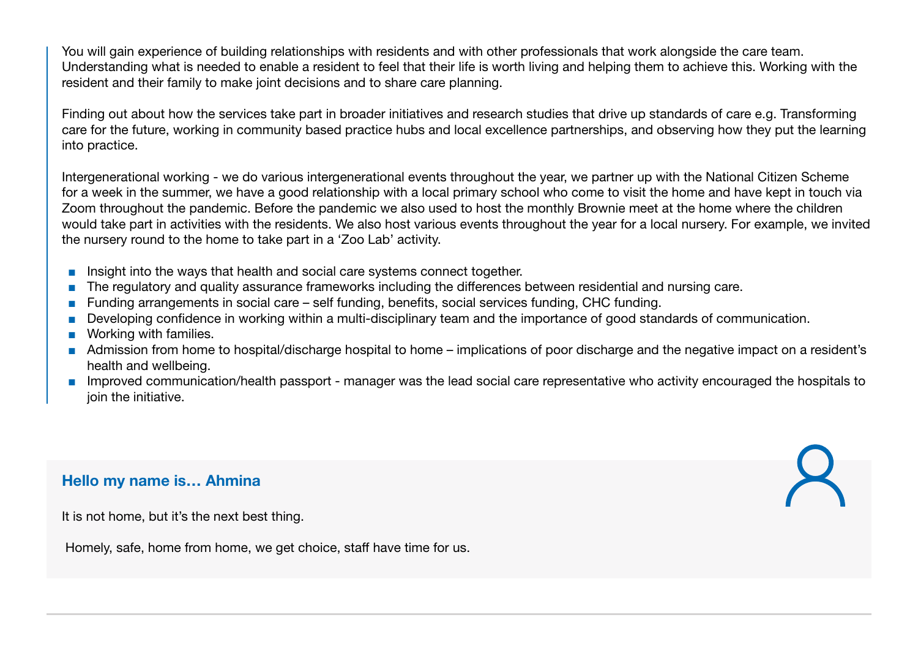You will gain experience of building relationships with residents and with other professionals that work alongside the care team. Understanding what is needed to enable a resident to feel that their life is worth living and helping them to achieve this. Working with the resident and their family to make joint decisions and to share care planning.

Finding out about how the services take part in broader initiatives and research studies that drive up standards of care e.g. Transforming care for the future, working in community based practice hubs and local excellence partnerships, and observing how they put the learning into practice.

Intergenerational working - we do various intergenerational events throughout the year, we partner up with the National Citizen Scheme for a week in the summer, we have a good relationship with a local primary school who come to visit the home and have kept in touch via Zoom throughout the pandemic. Before the pandemic we also used to host the monthly Brownie meet at the home where the children would take part in activities with the residents. We also host various events throughout the year for a local nursery. For example, we invited the nursery round to the home to take part in a 'Zoo Lab' activity.

- Insight into the ways that health and social care systems connect together.
- The regulatory and quality assurance frameworks including the differences between residential and nursing care.
- Funding arrangements in social care – self funding, benefits, social services funding, CHC funding.
- Developing confidence in working within a multi-disciplinary team and the importance of good standards of communication.
- Working with families.
- Admission from home to hospital/discharge hospital to home – implications of poor discharge and the negative impact on a resident's health and wellbeing.
- Improved communication/health passport - manager was the lead social care representative who activity encouraged the hospitals to join the initiative.

**Hello my name is… Ahmina**

It is not home, but it's the next best thing.

Homely, safe, home from home, we get choice, staff have time for us.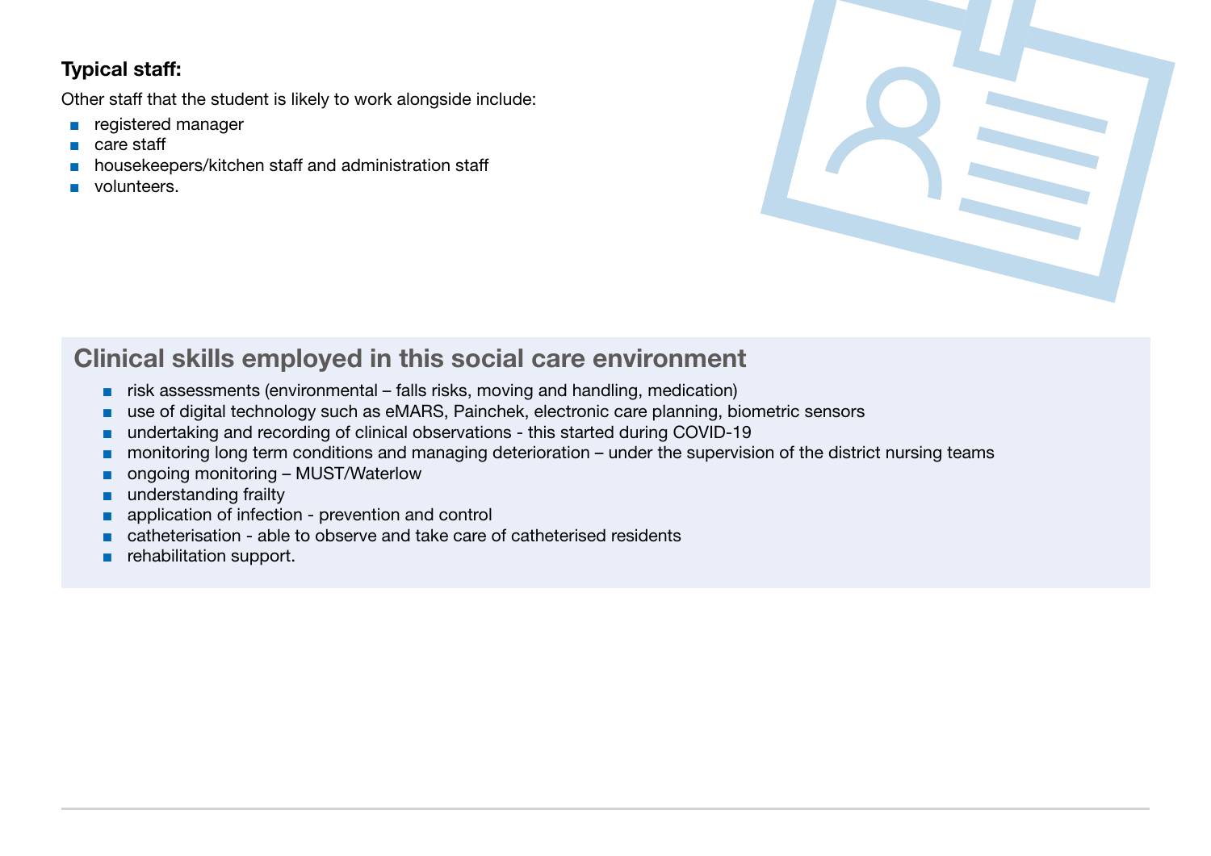**Typical staff:**

Other staff that the student is likely to work alongside include:

- registered manager
- care staff
- housekeepers/kitchen staff and administration staff
- volunteers.

## Clinical skills employed in this social care environment

- risk assessments (environmental – falls risks, moving and handling, medication)
- use of digital technology such as eMARS, Painchek, electronic care planning, biometric sensors
- undertaking and recording of clinical observations - this started during COVID-19
- monitoring long term conditions and managing deterioration – under the supervision of the district nursing teams
- ongoing monitoring – MUST/Waterlow
- understanding frailty
- application of infection - prevention and control
- catheterisation - able to observe and take care of catheterised residents
- rehabilitation support.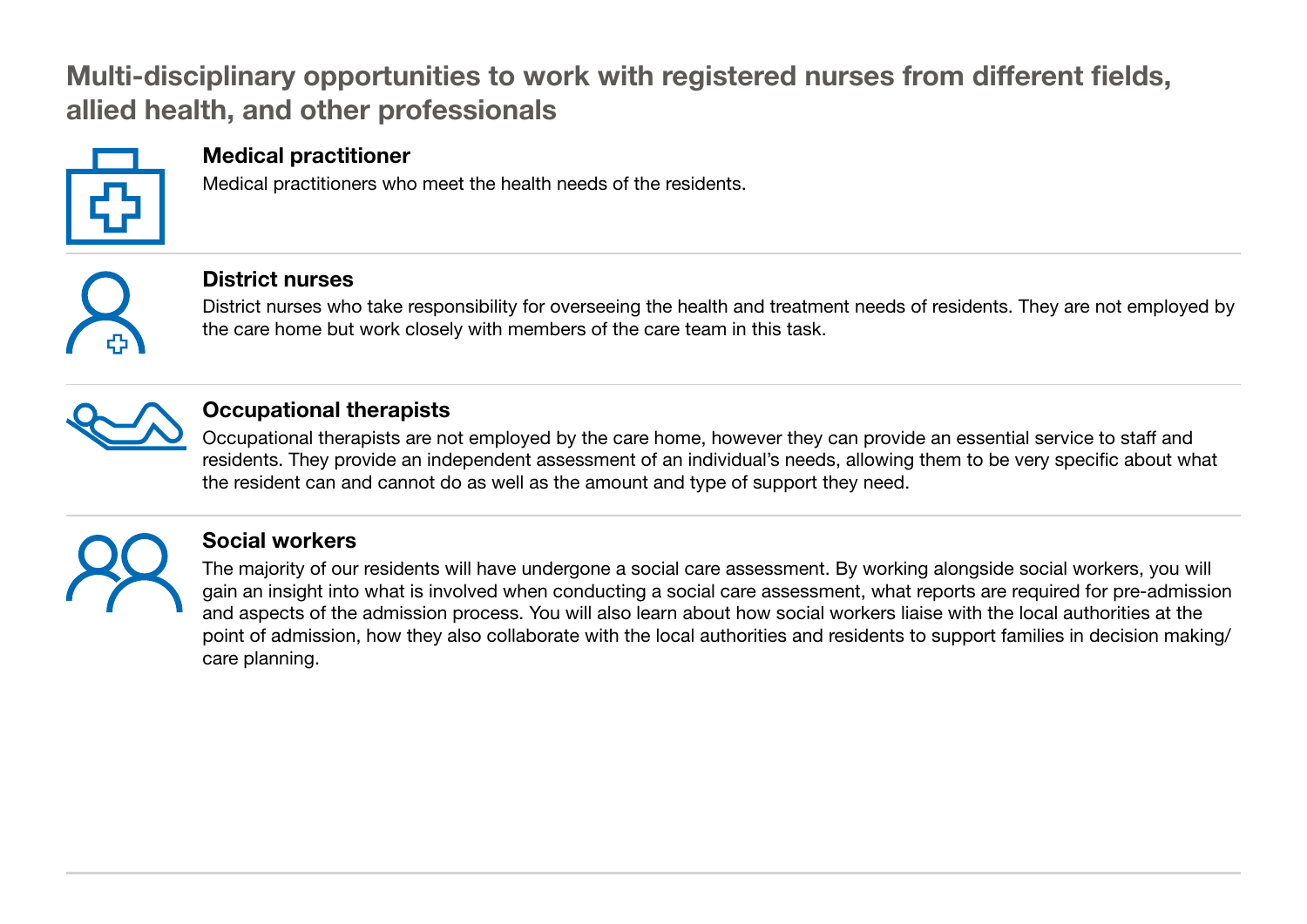## Multi-disciplinary opportunities to work with registered nurses from different fields, allied health, and other professionals

### Medical practitioner

Medical practitioners who meet the health needs of the residents.

### District nurses

District nurses who take responsibility for overseeing the health and treatment needs of residents. They are not employed by the care home but work closely with members of the care team in this task.

### Occupational therapists

Occupational therapists are not employed by the care home, however they can provide an essential service to staff and residents. They provide an independent assessment of an individual's needs, allowing them to be very specific about what the resident can and cannot do as well as the amount and type of support they need.

### Social workers

The majority of our residents will have undergone a social care assessment. By working alongside social workers, you will gain an insight into what is involved when conducting a social care assessment, what reports are required for pre-admission and aspects of the admission process. You will also learn about how social workers liaise with the local authorities at the point of admission, how they also collaborate with the local authorities and residents to support families in decision making/ care planning.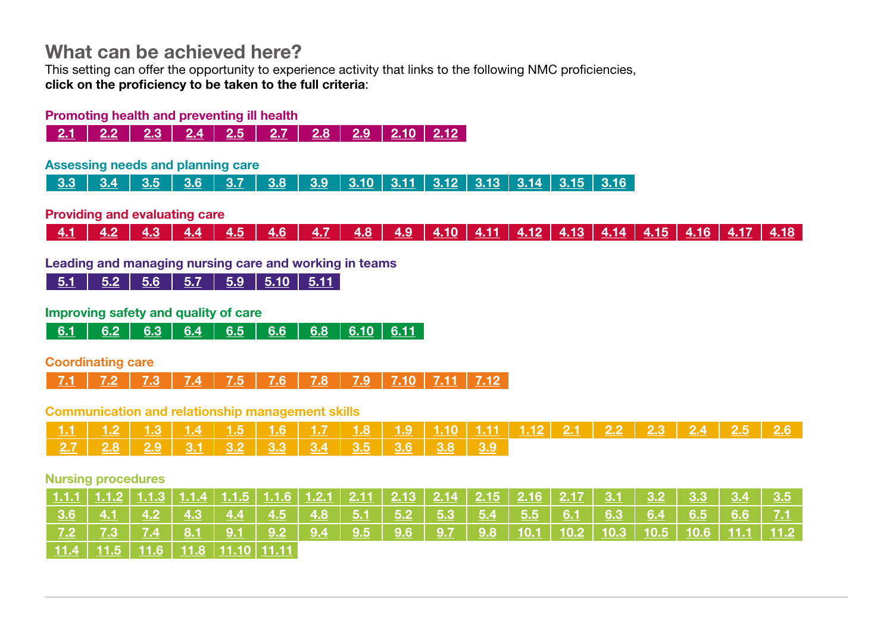## What can be achieved here?

This setting can offer the opportunity to experience activity that links to the following NMC proficiencies, **click on the proficiency to be taken to the full criteria**:

### Promoting health and preventing ill health

2.1 | 2.2 | 2.3 | 2.4 | 2.5 | 2.7 | 2.8 | 2.9 | 2.10 | 2.12

### Assessing needs and planning care

3.3 | 3.4 | 3.5 | 3.6 | 3.7 | 3.8 | 3.9 | 3.10 | 3.11 | 3.12 | 3.13 | 3.14 | 3.15 | 3.16

### Providing and evaluating care

4.1 | 4.2 | 4.3 | 4.4 | 4.5 | 4.6 | 4.7 | 4.8 | 4.9 | 4.10 | 4.11 | 4.12 | 4.13 | 4.14 | 4.15 | 4.16 | 4.17 | 4.18

### Leading and managing nursing care and working in teams

5.1 | 5.2 | 5.6 | 5.7 | 5.9 | 5.10 | 5.11

### Improving safety and quality of care

6.1 | 6.2 | 6.3 | 6.4 | 6.5 | 6.6 | 6.8 | 6.10 | 6.11

### Coordinating care

7.1 | 7.2 | 7.3 | 7.4 | 7.5 | 7.6 | 7.8 | 7.9 | 7.10 | 7.11 | 7.12

### Communication and relationship management skills

1.1 | 1.2 | 1.3 | 1.4 | 1.5 | 1.6 | 1.7 | 1.8 | 1.9 | 1.10 | 1.11 | 1.12 | 2.1 | 2.2 | 2.3 | 2.4 | 2.5 | 2.6 | 2.7 | 2.8 | 2.9 | 3.1 | 3.2 | 3.3 | 3.4 | 3.5 | 3.6 | 3.8 | 3.9

### Nursing procedures

1.1.1 | 1.1.2 | 1.1.3 | 1.1.4 | 1.1.5 | 1.1.6 | 1.2.1 | 2.11 | 2.13 | 2.14 | 2.15 | 2.16 | 2.17 | 3.1 | 3.2 | 3.3 | 3.4 | 3.5 | 3.6 | 4.1 | 4.2 | 4.3 | 4.4 | 4.5 | 4.8 | 5.1 | 5.2 | 5.3 | 5.4 | 5.5 | 6.1 | 6.3 | 6.4 | 6.5 | 6.6 | 7.1 | 7.2 | 7.3 | 7.4 | 8.1 | 9.1 | 9.2 | 9.4 | 9.5 | 9.6 | 9.7 | 9.8 | 10.1 | 10.2 | 10.3 | 10.5 | 10.6 | 11.1 | 11.2 | 11.4 | 11.5 | 11.6 | 11.8 | 11.10 | 11.11